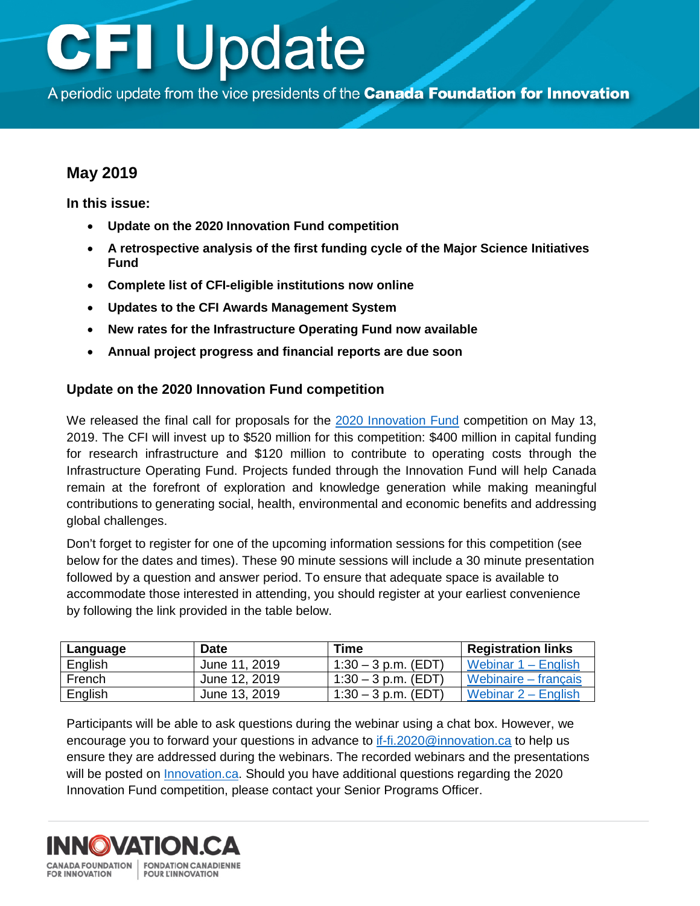# CFI Update

A periodic update from the vice presidents of the **Canada Foundation for Innovation**

## May 2019

**In this issue:**

- **Update on the 2020 Innovation Fund competition**
- **A retrospective analysis of the first funding cycle of the Major Science Initiatives Fund**
- **Complete list of CFI-eligible institutions now online**
- **Updates to the CFI Awards Management System**
- **New rates for the Infrastructure Operating Fund now available**
- **Annual project progress and financial reports are due soon**

### Update on the 2020 Innovation Fund competition

We released the final call for proposals for the 2020 Innovation Fund competition on May 13, 2019. The CFI will invest up to $520 million for this competition: $400 million in capital funding for research infrastructure and $120 million to contribute to operating costs through the Infrastructure Operating Fund. Projects funded through the Innovation Fund will help Canada remain at the forefront of exploration and knowledge generation while making meaningful contributions to generating social, health, environmental and economic benefits and addressing global challenges.

Don't forget to register for one of the upcoming information sessions for this competition (see below for the dates and times). These 90 minute sessions will include a 30 minute presentation followed by a question and answer period. To ensure that adequate space is available to accommodate those interested in attending, you should register at your earliest convenience by following the link provided in the table below.

| Language | Date | Time | Registration links |
|---|---|---|---|
| English | June 11, 2019 | 1:30 – 3 p.m. (EDT) | Webinar 1 – English |
| French | June 12, 2019 | 1:30 – 3 p.m. (EDT) | Webinaire – français |
| English | June 13, 2019 | 1:30 – 3 p.m. (EDT) | Webinar 2 – English |

Participants will be able to ask questions during the webinar using a chat box. However, we encourage you to forward your questions in advance to if-fi.2020@innovation.ca to help us ensure they are addressed during the webinars. The recorded webinars and the presentations will be posted on Innovation.ca. Should you have additional questions regarding the 2020 Innovation Fund competition, please contact your Senior Programs Officer.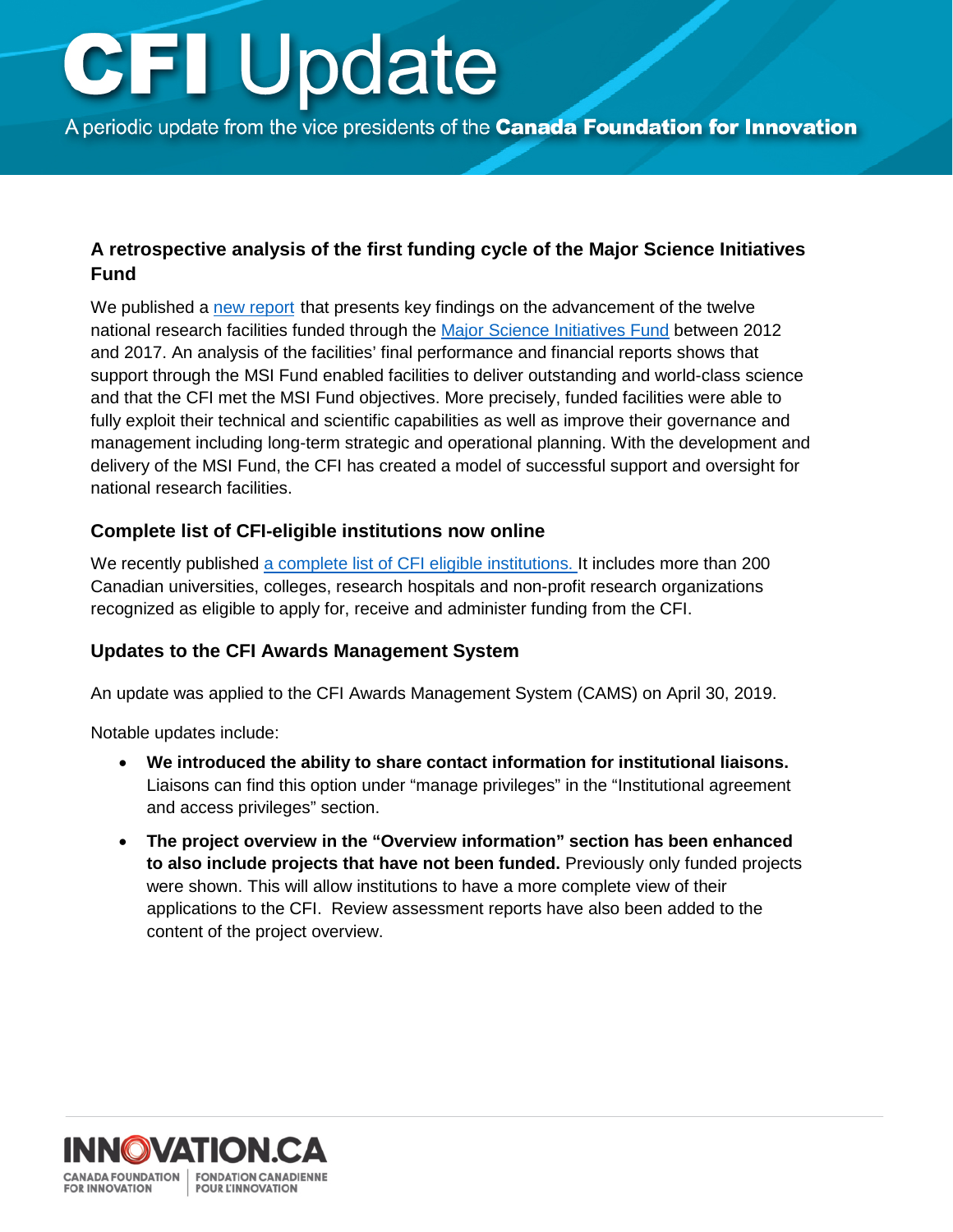# CFI Update

A periodic update from the vice presidents of the **Canada Foundation for Innovation**

### A retrospective analysis of the first funding cycle of the Major Science Initiatives Fund

We published a new report that presents key findings on the advancement of the twelve national research facilities funded through the Major Science Initiatives Fund between 2012 and 2017. An analysis of the facilities' final performance and financial reports shows that support through the MSI Fund enabled facilities to deliver outstanding and world-class science and that the CFI met the MSI Fund objectives. More precisely, funded facilities were able to fully exploit their technical and scientific capabilities as well as improve their governance and management including long-term strategic and operational planning. With the development and delivery of the MSI Fund, the CFI has created a model of successful support and oversight for national research facilities.

### Complete list of CFI-eligible institutions now online

We recently published a complete list of CFI eligible institutions. It includes more than 200 Canadian universities, colleges, research hospitals and non-profit research organizations recognized as eligible to apply for, receive and administer funding from the CFI.

### Updates to the CFI Awards Management System

An update was applied to the CFI Awards Management System (CAMS) on April 30, 2019.

Notable updates include:

- **We introduced the ability to share contact information for institutional liaisons.** Liaisons can find this option under "manage privileges" in the "Institutional agreement and access privileges" section.
- **The project overview in the "Overview information" section has been enhanced to also include projects that have not been funded.** Previously only funded projects were shown. This will allow institutions to have a more complete view of their applications to the CFI. Review assessment reports have also been added to the content of the project overview.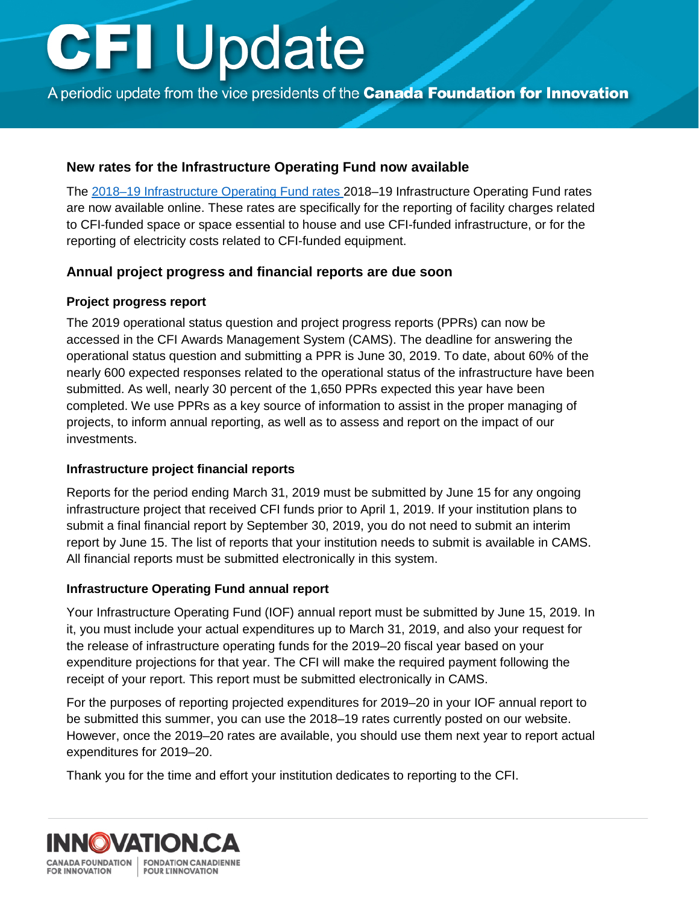# CFI Update

A periodic update from the vice presidents of the **Canada Foundation for Innovation**

## New rates for the Infrastructure Operating Fund now available

The [2018–19 Infrastructure Operating Fund rates ]2018–19 Infrastructure Operating Fund rates are now available online. These rates are specifically for the reporting of facility charges related to CFI-funded space or space essential to house and use CFI-funded infrastructure, or for the reporting of electricity costs related to CFI-funded equipment.

## Annual project progress and financial reports are due soon

### Project progress report

The 2019 operational status question and project progress reports (PPRs) can now be accessed in the CFI Awards Management System (CAMS). The deadline for answering the operational status question and submitting a PPR is June 30, 2019. To date, about 60% of the nearly 600 expected responses related to the operational status of the infrastructure have been submitted. As well, nearly 30 percent of the 1,650 PPRs expected this year have been completed. We use PPRs as a key source of information to assist in the proper managing of projects, to inform annual reporting, as well as to assess and report on the impact of our investments.

### Infrastructure project financial reports

Reports for the period ending March 31, 2019 must be submitted by June 15 for any ongoing infrastructure project that received CFI funds prior to April 1, 2019. If your institution plans to submit a final financial report by September 30, 2019, you do not need to submit an interim report by June 15. The list of reports that your institution needs to submit is available in CAMS. All financial reports must be submitted electronically in this system.

### Infrastructure Operating Fund annual report

Your Infrastructure Operating Fund (IOF) annual report must be submitted by June 15, 2019. In it, you must include your actual expenditures up to March 31, 2019, and also your request for the release of infrastructure operating funds for the 2019–20 fiscal year based on your expenditure projections for that year. The CFI will make the required payment following the receipt of your report. This report must be submitted electronically in CAMS.

For the purposes of reporting projected expenditures for 2019–20 in your IOF annual report to be submitted this summer, you can use the 2018–19 rates currently posted on our website. However, once the 2019–20 rates are available, you should use them next year to report actual expenditures for 2019–20.

Thank you for the time and effort your institution dedicates to reporting to the CFI.

INNOVATION.CA

CANADA FOUNDATION FOR INNOVATION | FONDATION CANADIENNE POUR L'INNOVATION